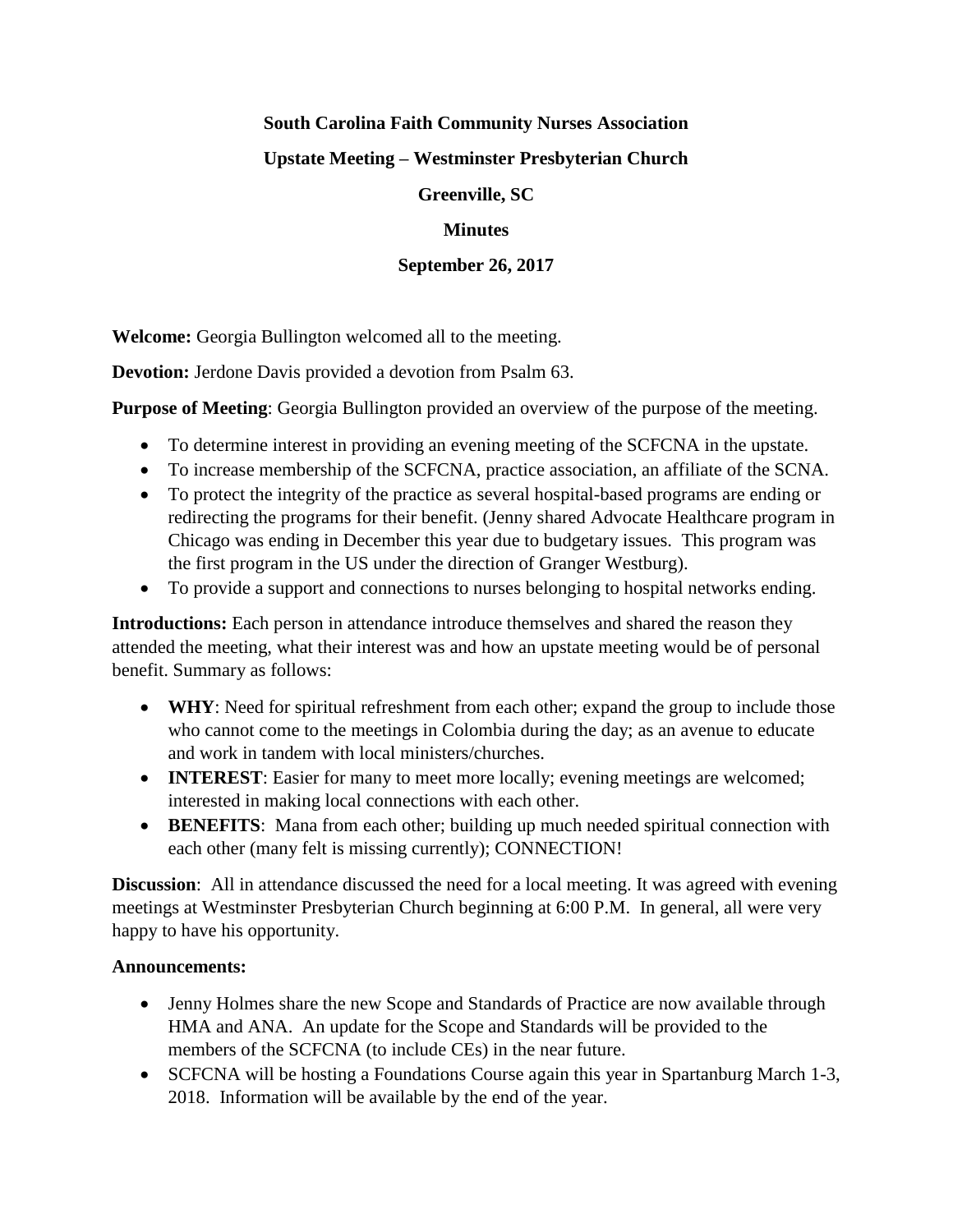# South Carolina Faith Community Nurses Association

## Upstate Meeting – Westminster Presbyterian Church

## Greenville, SC

## Minutes

## September 26, 2017

**Welcome:** Georgia Bullington welcomed all to the meeting.

**Devotion:** Jerdone Davis provided a devotion from Psalm 63.

**Purpose of Meeting**: Georgia Bullington provided an overview of the purpose of the meeting.

- To determine interest in providing an evening meeting of the SCFCNA in the upstate.
- To increase membership of the SCFCNA, practice association, an affiliate of the SCNA.
- To protect the integrity of the practice as several hospital-based programs are ending or redirecting the programs for their benefit. (Jenny shared Advocate Healthcare program in Chicago was ending in December this year due to budgetary issues. This program was the first program in the US under the direction of Granger Westburg).
- To provide a support and connections to nurses belonging to hospital networks ending.

**Introductions:** Each person in attendance introduce themselves and shared the reason they attended the meeting, what their interest was and how an upstate meeting would be of personal benefit. Summary as follows:

- **WHY**: Need for spiritual refreshment from each other; expand the group to include those who cannot come to the meetings in Colombia during the day; as an avenue to educate and work in tandem with local ministers/churches.
- **INTEREST**: Easier for many to meet more locally; evening meetings are welcomed; interested in making local connections with each other.
- **BENEFITS**: Mana from each other; building up much needed spiritual connection with each other (many felt is missing currently); CONNECTION!

**Discussion**: All in attendance discussed the need for a local meeting. It was agreed with evening meetings at Westminster Presbyterian Church beginning at 6:00 P.M. In general, all were very happy to have his opportunity.

**Announcements:**

- Jenny Holmes share the new Scope and Standards of Practice are now available through HMA and ANA. An update for the Scope and Standards will be provided to the members of the SCFCNA (to include CEs) in the near future.
- SCFCNA will be hosting a Foundations Course again this year in Spartanburg March 1-3, 2018. Information will be available by the end of the year.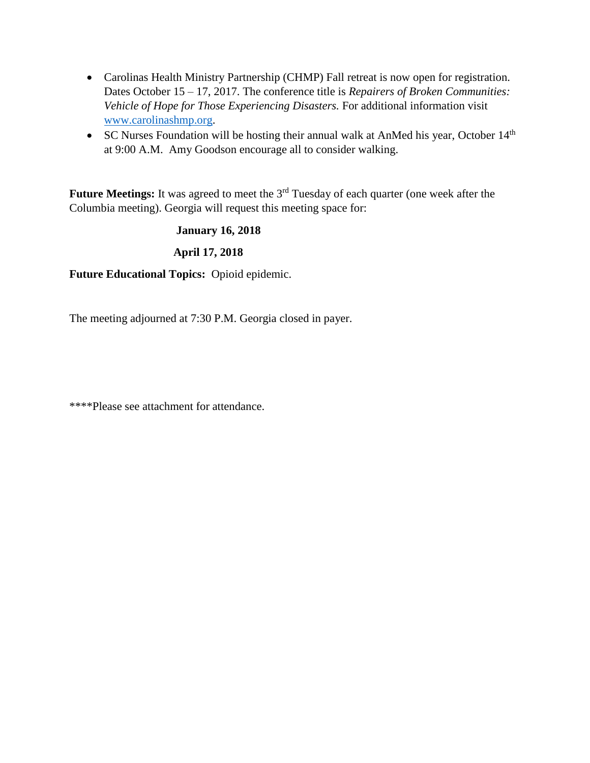- Carolinas Health Ministry Partnership (CHMP) Fall retreat is now open for registration. Dates October 15 – 17, 2017. The conference title is *Repairers of Broken Communities: Vehicle of Hope for Those Experiencing Disasters.* For additional information visit [www.carolinashmp.org](http://www.carolinashmp.org).
- SC Nurses Foundation will be hosting their annual walk at AnMed his year, October 14th at 9:00 A.M. Amy Goodson encourage all to consider walking.

**Future Meetings:** It was agreed to meet the 3rd Tuesday of each quarter (one week after the Columbia meeting). Georgia will request this meeting space for:

**January 16, 2018**

**April 17, 2018**

**Future Educational Topics:** Opioid epidemic.

The meeting adjourned at 7:30 P.M. Georgia closed in payer.

****Please see attachment for attendance.